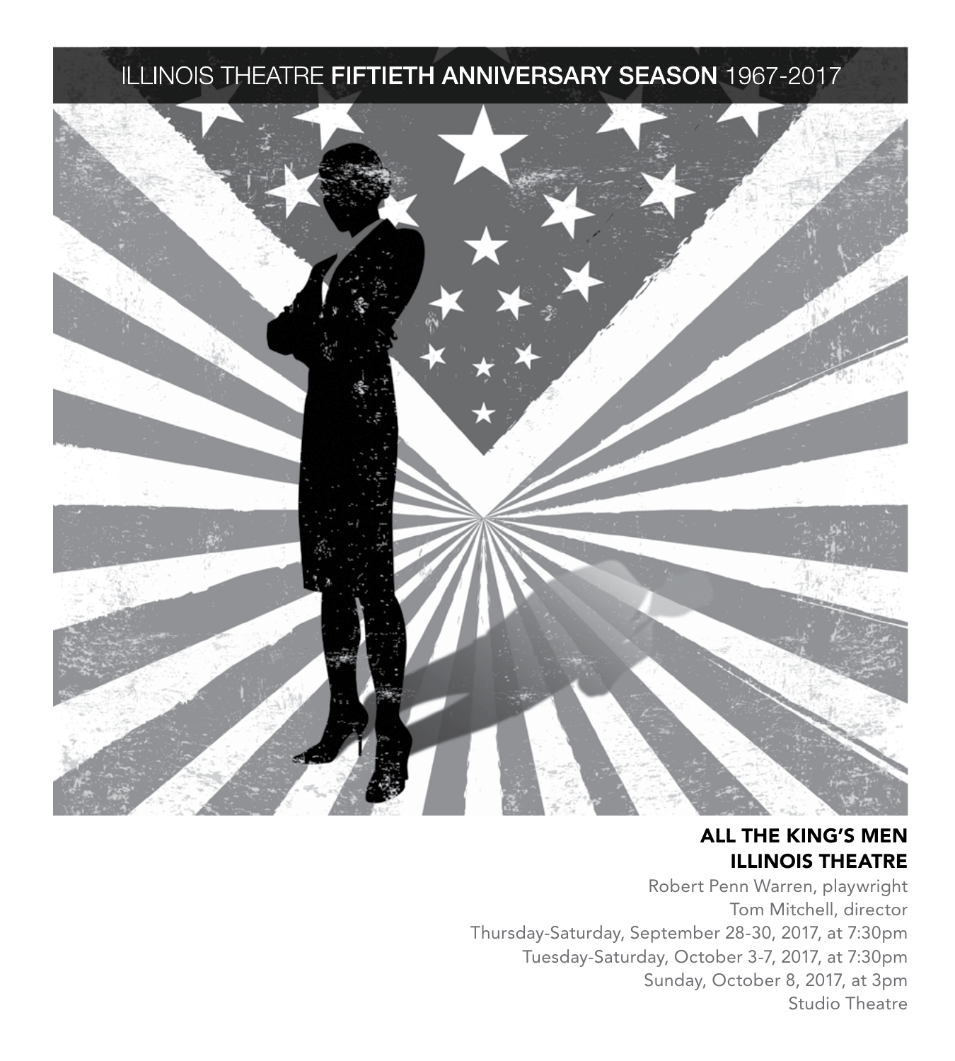ILLINOIS THEATRE **FIFTIETH ANNIVERSARY SEASON** 1967-2017

**ALL THE KING'S MEN**
**ILLINOIS THEATRE**

Robert Penn Warren, playwright
Tom Mitchell, director
Thursday-Saturday, September 28-30, 2017, at 7:30pm
Tuesday-Saturday, October 3-7, 2017, at 7:30pm
Sunday, October 8, 2017, at 3pm
Studio Theatre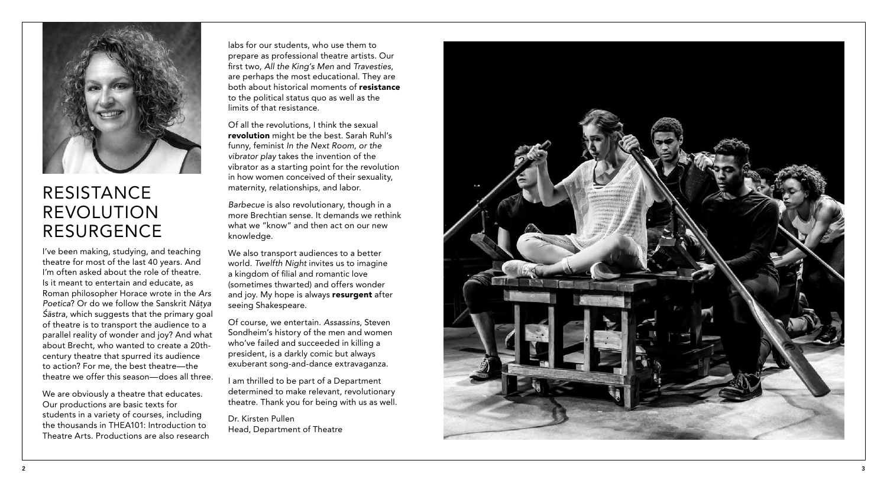# RESISTANCE REVOLUTION RESURGENCE

I've been making, studying, and teaching theatre for most of the last 40 years. And I'm often asked about the role of theatre. Is it meant to entertain and educate, as Roman philosopher Horace wrote in the *Ars Poetica*? Or do we follow the Sanskrit *Nāṭya Śāstra*, which suggests that the primary goal of theatre is to transport the audience to a parallel reality of wonder and joy? And what about Brecht, who wanted to create a 20th-century theatre that spurred its audience to action? For me, the best theatre—the theatre we offer this season—does all three.

We are obviously a theatre that educates. Our productions are basic texts for students in a variety of courses, including the thousands in THEA101: Introduction to Theatre Arts. Productions are also research labs for our students, who use them to prepare as professional theatre artists. Our first two, *All the King's Men* and *Travesties*, are perhaps the most educational. They are both about historical moments of **resistance** to the political status quo as well as the limits of that resistance.

Of all the revolutions, I think the sexual **revolution** might be the best. Sarah Ruhl's funny, feminist *In the Next Room, or the vibrator play* takes the invention of the vibrator as a starting point for the revolution in how women conceived of their sexuality, maternity, relationships, and labor.

*Barbecue* is also revolutionary, though in a more Brechtian sense. It demands we rethink what we "know" and then act on our new knowledge.

We also transport audiences to a better world. *Twelfth Night* invites us to imagine a kingdom of filial and romantic love (sometimes thwarted) and offers wonder and joy. My hope is always **resurgent** after seeing Shakespeare.

Of course, we entertain. *Assassins*, Steven Sondheim's history of the men and women who've failed and succeeded in killing a president, is a darkly comic but always exuberant song-and-dance extravaganza.

I am thrilled to be part of a Department determined to make relevant, revolutionary theatre. Thank you for being with us as well.

Dr. Kirsten Pullen
Head, Department of Theatre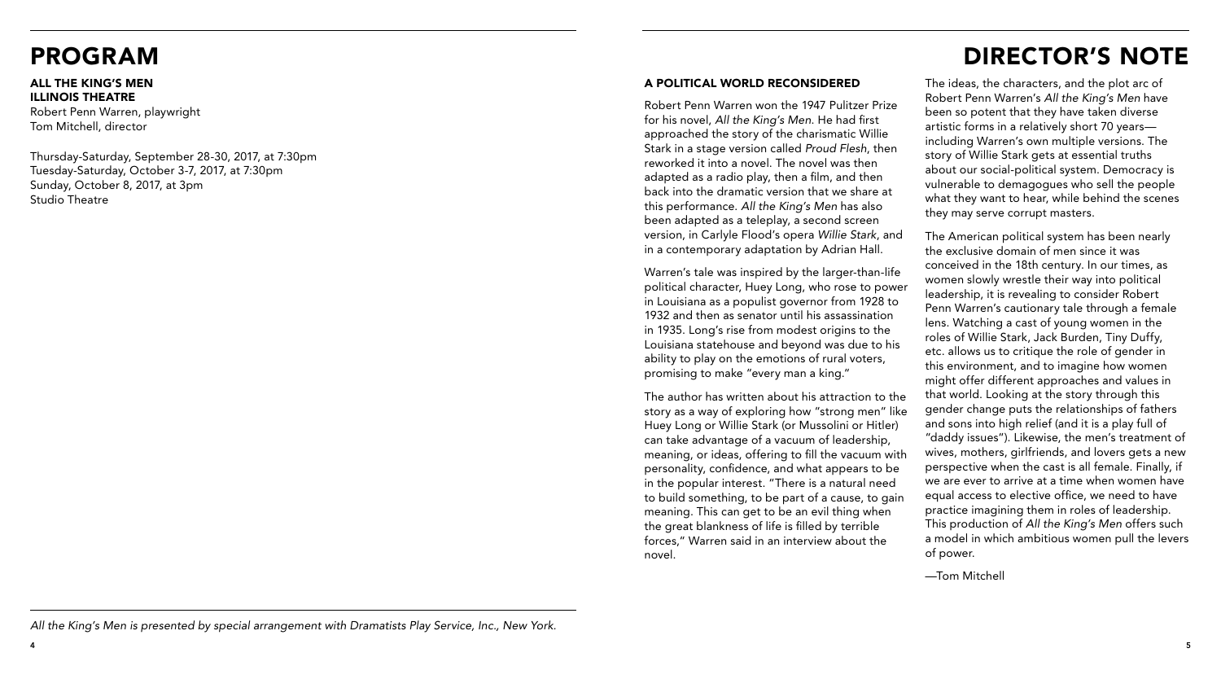# PROGRAM

**ALL THE KING'S MEN**
**ILLINOIS THEATRE**
Robert Penn Warren, playwright
Tom Mitchell, director

Thursday-Saturday, September 28-30, 2017, at 7:30pm
Tuesday-Saturday, October 3-7, 2017, at 7:30pm
Sunday, October 8, 2017, at 3pm
Studio Theatre

*All the King's Men is presented by special arrangement with Dramatists Play Service, Inc., New York.*

# DIRECTOR'S NOTE

### A POLITICAL WORLD RECONSIDERED

Robert Penn Warren won the 1947 Pulitzer Prize for his novel, *All the King's Men*. He had first approached the story of the charismatic Willie Stark in a stage version called *Proud Flesh*, then reworked it into a novel. The novel was then adapted as a radio play, then a film, and then back into the dramatic version that we share at this performance. *All the King's Men* has also been adapted as a teleplay, a second screen version, in Carlyle Flood's opera *Willie Stark*, and in a contemporary adaptation by Adrian Hall.

Warren's tale was inspired by the larger-than-life political character, Huey Long, who rose to power in Louisiana as a populist governor from 1928 to 1932 and then as senator until his assassination in 1935. Long's rise from modest origins to the Louisiana statehouse and beyond was due to his ability to play on the emotions of rural voters, promising to make "every man a king."

The author has written about his attraction to the story as a way of exploring how "strong men" like Huey Long or Willie Stark (or Mussolini or Hitler) can take advantage of a vacuum of leadership, meaning, or ideas, offering to fill the vacuum with personality, confidence, and what appears to be in the popular interest. "There is a natural need to build something, to be part of a cause, to gain meaning. This can get to be an evil thing when the great blankness of life is filled by terrible forces," Warren said in an interview about the novel.

The ideas, the characters, and the plot arc of Robert Penn Warren's *All the King's Men* have been so potent that they have taken diverse artistic forms in a relatively short 70 years—including Warren's own multiple versions. The story of Willie Stark gets at essential truths about our social-political system. Democracy is vulnerable to demagogues who sell the people what they want to hear, while behind the scenes they may serve corrupt masters.

The American political system has been nearly the exclusive domain of men since it was conceived in the 18th century. In our times, as women slowly wrestle their way into political leadership, it is revealing to consider Robert Penn Warren's cautionary tale through a female lens. Watching a cast of young women in the roles of Willie Stark, Jack Burden, Tiny Duffy, etc. allows us to critique the role of gender in this environment, and to imagine how women might offer different approaches and values in that world. Looking at the story through this gender change puts the relationships of fathers and sons into high relief (and it is a play full of "daddy issues"). Likewise, the men's treatment of wives, mothers, girlfriends, and lovers gets a new perspective when the cast is all female. Finally, if we are ever to arrive at a time when women have equal access to elective office, we need to have practice imagining them in roles of leadership. This production of *All the King's Men* offers such a model in which ambitious women pull the levers of power.

—Tom Mitchell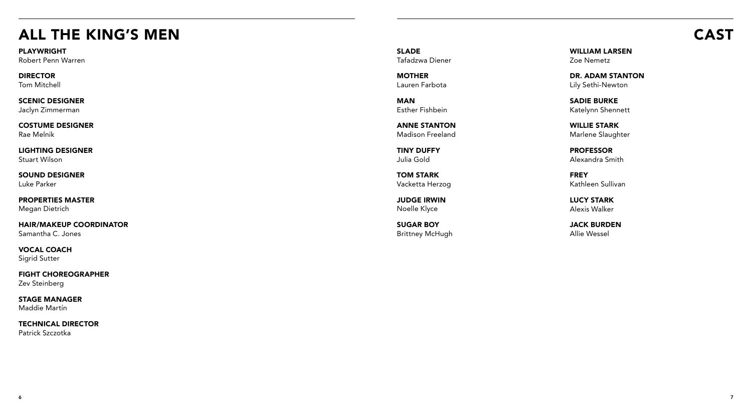# ALL THE KING'S MEN

**PLAYWRIGHT**
Robert Penn Warren

**DIRECTOR**
Tom Mitchell

**SCENIC DESIGNER**
Jaclyn Zimmerman

**COSTUME DESIGNER**
Rae Melnik

**LIGHTING DESIGNER**
Stuart Wilson

**SOUND DESIGNER**
Luke Parker

**PROPERTIES MASTER**
Megan Dietrich

**HAIR/MAKEUP COORDINATOR**
Samantha C. Jones

**VOCAL COACH**
Sigrid Sutter

**FIGHT CHOREOGRAPHER**
Zev Steinberg

**STAGE MANAGER**
Maddie Martín

**TECHNICAL DIRECTOR**
Patrick Szczotka

# CAST

**SLADE**
Tafadzwa Diener

**MOTHER**
Lauren Farbota

**MAN**
Esther Fishbein

**ANNE STANTON**
Madison Freeland

**TINY DUFFY**
Julia Gold

**TOM STARK**
Vacketta Herzog

**JUDGE IRWIN**
Noelle Klyce

**SUGAR BOY**
Brittney McHugh

**WILLIAM LARSEN**
Zoe Nemetz

**DR. ADAM STANTON**
Lily Sethi-Newton

**SADIE BURKE**
Katelynn Shennett

**WILLIE STARK**
Marlene Slaughter

**PROFESSOR**
Alexandra Smith

**FREY**
Kathleen Sullivan

**LUCY STARK**
Alexis Walker

**JACK BURDEN**
Allie Wessel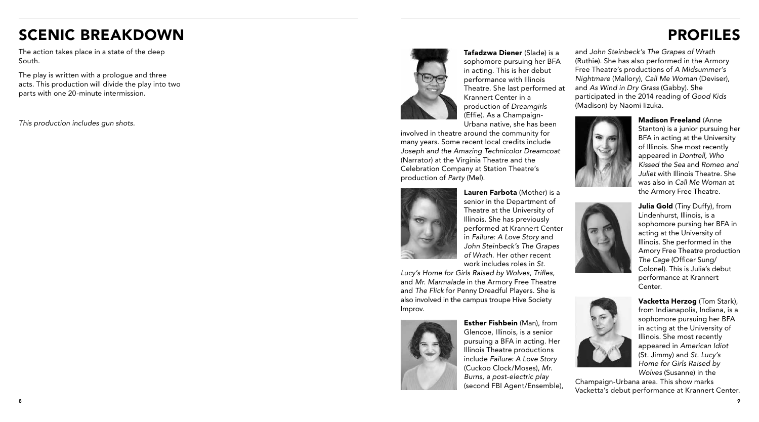# SCENIC BREAKDOWN

The action takes place in a state of the deep South.

The play is written with a prologue and three acts. This production will divide the play into two parts with one 20-minute intermission.

*This production includes gun shots.*

# PROFILES

**Tafadzwa Diener** (Slade) is a sophomore pursuing her BFA in acting. This is her debut performance with Illinois Theatre. She last performed at Krannert Center in a production of *Dreamgirls* (Effie). As a Champaign-Urbana native, she has been involved in theatre around the community for many years. Some recent local credits include *Joseph and the Amazing Technicolor Dreamcoat* (Narrator) at the Virginia Theatre and the Celebration Company at Station Theatre's production of *Party* (Mel).

**Lauren Farbota** (Mother) is a senior in the Department of Theatre at the University of Illinois. She has previously performed at Krannert Center in *Failure: A Love Story* and *John Steinbeck's The Grapes of Wrath*. Her other recent work includes roles in *St. Lucy's Home for Girls Raised by Wolves*, *Trifles*, and *Mr. Marmalade* in the Armory Free Theatre and *The Flick* for Penny Dreadful Players. She is also involved in the campus troupe Hive Society Improv.

**Esther Fishbein** (Man), from Glencoe, Illinois, is a senior pursuing a BFA in acting. Her Illinois Theatre productions include *Failure: A Love Story* (Cuckoo Clock/Moses), *Mr. Burns, a post-electric play* (second FBI Agent/Ensemble), and *John Steinbeck's The Grapes of Wrath* (Ruthie). She has also performed in the Armory Free Theatre's productions of *A Midsummer's Nightmare* (Mallory), *Call Me Woman* (Deviser), and *As Wind in Dry Grass* (Gabby). She participated in the 2014 reading of *Good Kids* (Madison) by Naomi Iizuka.

**Madison Freeland** (Anne Stanton) is a junior pursuing her BFA in acting at the University of Illinois. She most recently appeared in *Dontrell, Who Kissed the Sea* and *Romeo and Juliet* with Illinois Theatre. She was also in *Call Me Woman* at the Armory Free Theatre.

**Julia Gold** (Tiny Duffy), from Lindenhurst, Illinois, is a sophomore pursing her BFA in acting at the University of Illinois. She performed in the Amory Free Theatre production *The Cage* (Officer Sung/ Colonel). This is Julia's debut performance at Krannert Center.

**Vacketta Herzog** (Tom Stark), from Indianapolis, Indiana, is a sophomore pursuing her BFA in acting at the University of Illinois. She most recently appeared in *American Idiot* (St. Jimmy) and *St. Lucy's Home for Girls Raised by Wolves* (Susanne) in the Champaign-Urbana area. This show marks Vacketta's debut performance at Krannert Center.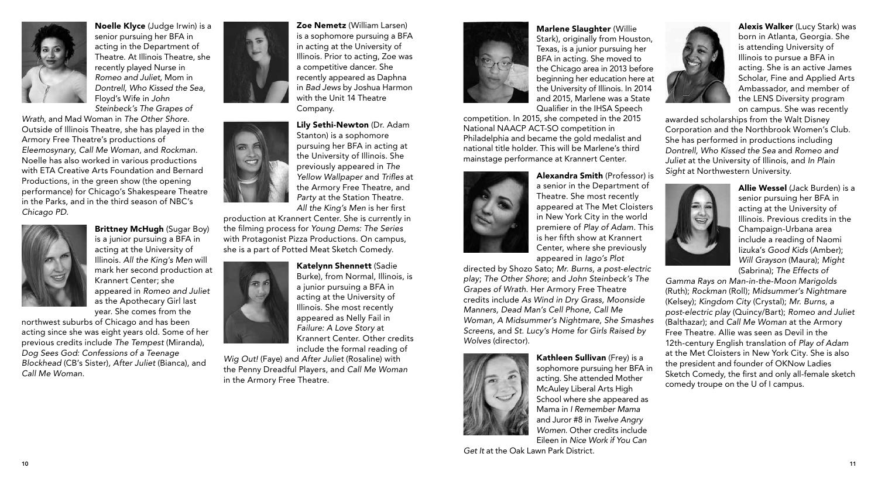**Noelle Klyce** (Judge Irwin) is a senior pursuing her BFA in acting in the Department of Theatre. At Illinois Theatre, she recently played Nurse in *Romeo and Juliet,* Mom in *Dontrell, Who Kissed the Sea*, Floyd's Wife in *John Steinbeck's The Grapes of Wrath*, and Mad Woman in *The Other Shore*. Outside of Illinois Theatre, she has played in the Armory Free Theatre's productions of *Eleemosynary*, *Call Me Woman*, and *Rockman*. Noelle has also worked in various productions with ETA Creative Arts Foundation and Bernard Productions, in the green show (the opening performance) for Chicago's Shakespeare Theatre in the Parks, and in the third season of NBC's *Chicago PD*.

**Brittney McHugh** (Sugar Boy) is a junior pursuing a BFA in acting at the University of Illinois. *All the King's Men* will mark her second production at Krannert Center; she appeared in *Romeo and Juliet* as the Apothecary Girl last year. She comes from the northwest suburbs of Chicago and has been acting since she was eight years old. Some of her previous credits include *The Tempest* (Miranda), *Dog Sees God: Confessions of a Teenage Blockhead* (CB's Sister), *After Juliet* (Bianca), and *Call Me Woman*.

**Zoe Nemetz** (William Larsen) is a sophomore pursuing a BFA in acting at the University of Illinois. Prior to acting, Zoe was a competitive dancer. She recently appeared as Daphna in *Bad Jews* by Joshua Harmon with the Unit 14 Theatre Company.

**Lily Sethi-Newton** (Dr. Adam Stanton) is a sophomore pursuing her BFA in acting at the University of Illinois. She previously appeared in *The Yellow Wallpaper* and *Trifles* at the Armory Free Theatre, and *Party* at the Station Theatre. *All the King's Men* is her first production at Krannert Center. She is currently in the filming process for *Young Dems: The Series* with Protagonist Pizza Productions. On campus, she is a part of Potted Meat Sketch Comedy.

**Katelynn Shennett** (Sadie Burke), from Normal, Illinois, is a junior pursuing a BFA in acting at the University of Illinois. She most recently appeared as Nelly Fail in *Failure: A Love Story* at Krannert Center. Other credits include the formal reading of *Wig Out!* (Faye) and *After Juliet* (Rosaline) with the Penny Dreadful Players, and *Call Me Woman* in the Armory Free Theatre.

**Marlene Slaughter** (Willie Stark), originally from Houston, Texas, is a junior pursuing her BFA in acting. She moved to the Chicago area in 2013 before beginning her education here at the University of Illinois. In 2014 and 2015, Marlene was a State Qualifier in the IHSA Speech competition. In 2015, she competed in the 2015 National NAACP ACT-SO competition in Philadelphia and became the gold medalist and national title holder. This will be Marlene's third mainstage performance at Krannert Center.

**Alexandra Smith** (Professor) is a senior in the Department of Theatre. She most recently appeared at The Met Cloisters in New York City in the world premiere of *Play of Adam*. This is her fifth show at Krannert Center, where she previously appeared in *Iago's Plot* directed by Shozo Sato; *Mr. Burns, a post-electric play*; *The Other Shore*; and *John Steinbeck's The Grapes of Wrath*. Her Armory Free Theatre credits include *As Wind in Dry Grass, Moonside Manners, Dead Man's Cell Phone, Call Me Woman, A Midsummer's Nightmare, She Smashes Screens*, and *St. Lucy's Home for Girls Raised by Wolves* (director).

**Kathleen Sullivan** (Frey) is a sophomore pursuing her BFA in acting. She attended Mother McAuley Liberal Arts High School where she appeared as Mama in *I Remember Mama* and Juror #8 in *Twelve Angry Women*. Other credits include Eileen in *Nice Work if You Can Get It* at the Oak Lawn Park District.

**Alexis Walker** (Lucy Stark) was born in Atlanta, Georgia. She is attending University of Illinois to pursue a BFA in acting. She is an active James Scholar, Fine and Applied Arts Ambassador, and member of the LENS Diversity program on campus. She was recently awarded scholarships from the Walt Disney Corporation and the Northbrook Women's Club. She has performed in productions including *Dontrell, Who Kissed the Sea* and *Romeo and Juliet* at the University of Illinois, and *In Plain Sight* at Northwestern University.

**Allie Wessel** (Jack Burden) is a senior pursuing her BFA in acting at the University of Illinois. Previous credits in the Champaign-Urbana area include a reading of Naomi Iizuka's *Good Kids* (Amber); *Will Grayson* (Maura); *Might* (Sabrina); *The Effects of Gamma Rays on Man-in-the-Moon Marigolds* (Ruth); *Rockman* (Roll); *Midsummer's Nightmare* (Kelsey); *Kingdom City* (Crystal); *Mr. Burns, a post-electric play* (Quincy/Bart); *Romeo and Juliet* (Balthazar); and *Call Me Woman* at the Armory Free Theatre. Allie was seen as Devil in the 12th-century English translation of *Play of Adam* at the Met Cloisters in New York City. She is also the president and founder of OKNow Ladies Sketch Comedy, the first and only all-female sketch comedy troupe on the U of I campus.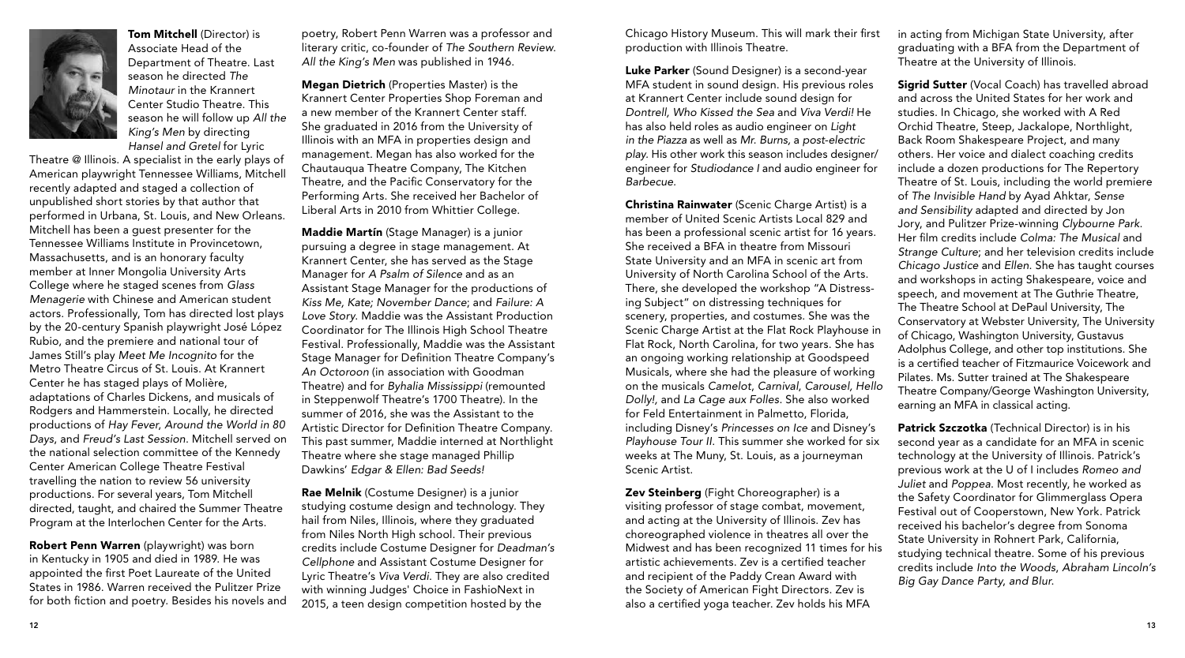**Tom Mitchell** (Director) is Associate Head of the Department of Theatre. Last season he directed *The Minotaur* in the Krannert Center Studio Theatre. This season he will follow up *All the King's Men* by directing *Hansel and Gretel* for Lyric Theatre @ Illinois. A specialist in the early plays of American playwright Tennessee Williams, Mitchell recently adapted and staged a collection of unpublished short stories by that author that performed in Urbana, St. Louis, and New Orleans. Mitchell has been a guest presenter for the Tennessee Williams Institute in Provincetown, Massachusetts, and is an honorary faculty member at Inner Mongolia University Arts College where he staged scenes from *Glass Menagerie* with Chinese and American student actors. Professionally, Tom has directed lost plays by the 20-century Spanish playwright José López Rubio, and the premiere and national tour of James Still's play *Meet Me Incognito* for the Metro Theatre Circus of St. Louis. At Krannert Center he has staged plays of Molière, adaptations of Charles Dickens, and musicals of Rodgers and Hammerstein. Locally, he directed productions of *Hay Fever*, *Around the World in 80 Days*, and *Freud's Last Session*. Mitchell served on the national selection committee of the Kennedy Center American College Theatre Festival travelling the nation to review 56 university productions. For several years, Tom Mitchell directed, taught, and chaired the Summer Theatre Program at the Interlochen Center for the Arts.

**Robert Penn Warren** (playwright) was born in Kentucky in 1905 and died in 1989. He was appointed the first Poet Laureate of the United States in 1986. Warren received the Pulitzer Prize for both fiction and poetry. Besides his novels and poetry, Robert Penn Warren was a professor and literary critic, co-founder of *The Southern Review*. *All the King's Men* was published in 1946.

**Megan Dietrich** (Properties Master) is the Krannert Center Properties Shop Foreman and a new member of the Krannert Center staff. She graduated in 2016 from the University of Illinois with an MFA in properties design and management. Megan has also worked for the Chautauqua Theatre Company, The Kitchen Theatre, and the Pacific Conservatory for the Performing Arts. She received her Bachelor of Liberal Arts in 2010 from Whittier College.

**Maddie Martín** (Stage Manager) is a junior pursuing a degree in stage management. At Krannert Center, she has served as the Stage Manager for *A Psalm of Silence* and as an Assistant Stage Manager for the productions of *Kiss Me, Kate; November Dance*; and *Failure: A Love Story*. Maddie was the Assistant Production Coordinator for The Illinois High School Theatre Festival. Professionally, Maddie was the Assistant Stage Manager for Definition Theatre Company's *An Octoroon* (in association with Goodman Theatre) and for *Byhalia Mississippi* (remounted in Steppenwolf Theatre's 1700 Theatre). In the summer of 2016, she was the Assistant to the Artistic Director for Definition Theatre Company. This past summer, Maddie interned at Northlight Theatre where she stage managed Phillip Dawkins' *Edgar & Ellen: Bad Seeds!*

**Rae Melnik** (Costume Designer) is a junior studying costume design and technology. They hail from Niles, Illinois, where they graduated from Niles North High school. Their previous credits include Costume Designer for *Deadman's Cellphone* and Assistant Costume Designer for Lyric Theatre's *Viva Verdi*. They are also credited with winning Judges' Choice in FashioNext in 2015, a teen design competition hosted by the Chicago History Museum. This will mark their first production with Illinois Theatre.

**Luke Parker** (Sound Designer) is a second-year MFA student in sound design. His previous roles at Krannert Center include sound design for *Dontrell, Who Kissed the Sea* and *Viva Verdi!* He has also held roles as audio engineer on *Light in the Piazza* as well as *Mr. Burns, a post-electric play*. His other work this season includes designer/engineer for *Studiodance I* and audio engineer for *Barbecue*.

**Christina Rainwater** (Scenic Charge Artist) is a member of United Scenic Artists Local 829 and has been a professional scenic artist for 16 years. She received a BFA in theatre from Missouri State University and an MFA in scenic art from University of North Carolina School of the Arts. There, she developed the workshop "A Distressing Subject" on distressing techniques for scenery, properties, and costumes. She was the Scenic Charge Artist at the Flat Rock Playhouse in Flat Rock, North Carolina, for two years. She has an ongoing working relationship at Goodspeed Musicals, where she had the pleasure of working on the musicals *Camelot*, *Carnival*, *Carousel*, *Hello Dolly!*, and *La Cage aux Folles*. She also worked for Feld Entertainment in Palmetto, Florida, including Disney's *Princesses on Ice* and Disney's *Playhouse Tour II*. This summer she worked for six weeks at The Muny, St. Louis, as a journeyman Scenic Artist.

**Zev Steinberg** (Fight Choreographer) is a visiting professor of stage combat, movement, and acting at the University of Illinois. Zev has choreographed violence in theatres all over the Midwest and has been recognized 11 times for his artistic achievements. Zev is a certified teacher and recipient of the Paddy Crean Award with the Society of American Fight Directors. Zev is also a certified yoga teacher. Zev holds his MFA in acting from Michigan State University, after graduating with a BFA from the Department of Theatre at the University of Illinois.

**Sigrid Sutter** (Vocal Coach) has travelled abroad and across the United States for her work and studies. In Chicago, she worked with A Red Orchid Theatre, Steep, Jackalope, Northlight, Back Room Shakespeare Project, and many others. Her voice and dialect coaching credits include a dozen productions for The Repertory Theatre of St. Louis, including the world premiere of *The Invisible Hand* by Ayad Ahktar, *Sense and Sensibility* adapted and directed by Jon Jory, and Pulitzer Prize-winning *Clybourne Park*. Her film credits include *Colma: The Musical* and *Strange Culture*; and her television credits include *Chicago Justice* and *Ellen*. She has taught courses and workshops in acting Shakespeare, voice and speech, and movement at The Guthrie Theatre, The Theatre School at DePaul University, The Conservatory at Webster University, The University of Chicago, Washington University, Gustavus Adolphus College, and other top institutions. She is a certified teacher of Fitzmaurice Voicework and Pilates. Ms. Sutter trained at The Shakespeare Theatre Company/George Washington University, earning an MFA in classical acting.

**Patrick Szczotka** (Technical Director) is in his second year as a candidate for an MFA in scenic technology at the University of Illinois. Patrick's previous work at the U of I includes *Romeo and Juliet* and *Poppea*. Most recently, he worked as the Safety Coordinator for Glimmerglass Opera Festival out of Cooperstown, New York. Patrick received his bachelor's degree from Sonoma State University in Rohnert Park, California, studying technical theatre. Some of his previous credits include *Into the Woods*, *Abraham Lincoln's Big Gay Dance Party*, and *Blur*.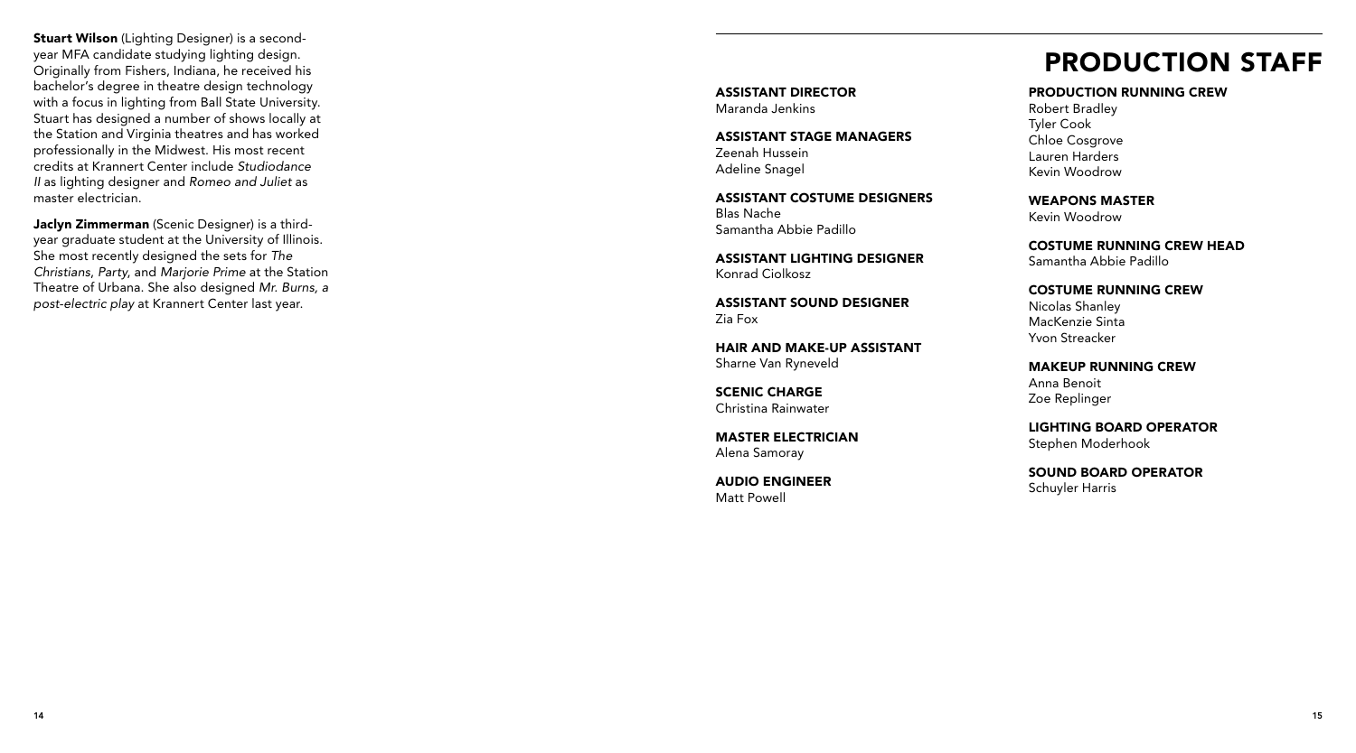**Stuart Wilson** (Lighting Designer) is a second-year MFA candidate studying lighting design. Originally from Fishers, Indiana, he received his bachelor's degree in theatre design technology with a focus in lighting from Ball State University. Stuart has designed a number of shows locally at the Station and Virginia theatres and has worked professionally in the Midwest. His most recent credits at Krannert Center include *Studiodance II* as lighting designer and *Romeo and Juliet* as master electrician.

**Jaclyn Zimmerman** (Scenic Designer) is a third-year graduate student at the University of Illinois. She most recently designed the sets for *The Christians*, *Party*, and *Marjorie Prime* at the Station Theatre of Urbana. She also designed *Mr. Burns, a post-electric play* at Krannert Center last year.

# PRODUCTION STAFF

**ASSISTANT DIRECTOR**
Maranda Jenkins

**ASSISTANT STAGE MANAGERS**
Zeenah Hussein
Adeline Snagel

**ASSISTANT COSTUME DESIGNERS**
Blas Nache
Samantha Abbie Padillo

**ASSISTANT LIGHTING DESIGNER**
Konrad Ciolkosz

**ASSISTANT SOUND DESIGNER**
Zia Fox

**HAIR AND MAKE-UP ASSISTANT**
Sharne Van Ryneveld

**SCENIC CHARGE**
Christina Rainwater

**MASTER ELECTRICIAN**
Alena Samoray

**AUDIO ENGINEER**
Matt Powell

**PRODUCTION RUNNING CREW**
Robert Bradley
Tyler Cook
Chloe Cosgrove
Lauren Harders
Kevin Woodrow

**WEAPONS MASTER**
Kevin Woodrow

**COSTUME RUNNING CREW HEAD**
Samantha Abbie Padillo

**COSTUME RUNNING CREW**
Nicolas Shanley
MacKenzie Sinta
Yvon Streacker

**MAKEUP RUNNING CREW**
Anna Benoit
Zoe Replinger

**LIGHTING BOARD OPERATOR**
Stephen Moderhook

**SOUND BOARD OPERATOR**
Schuyler Harris